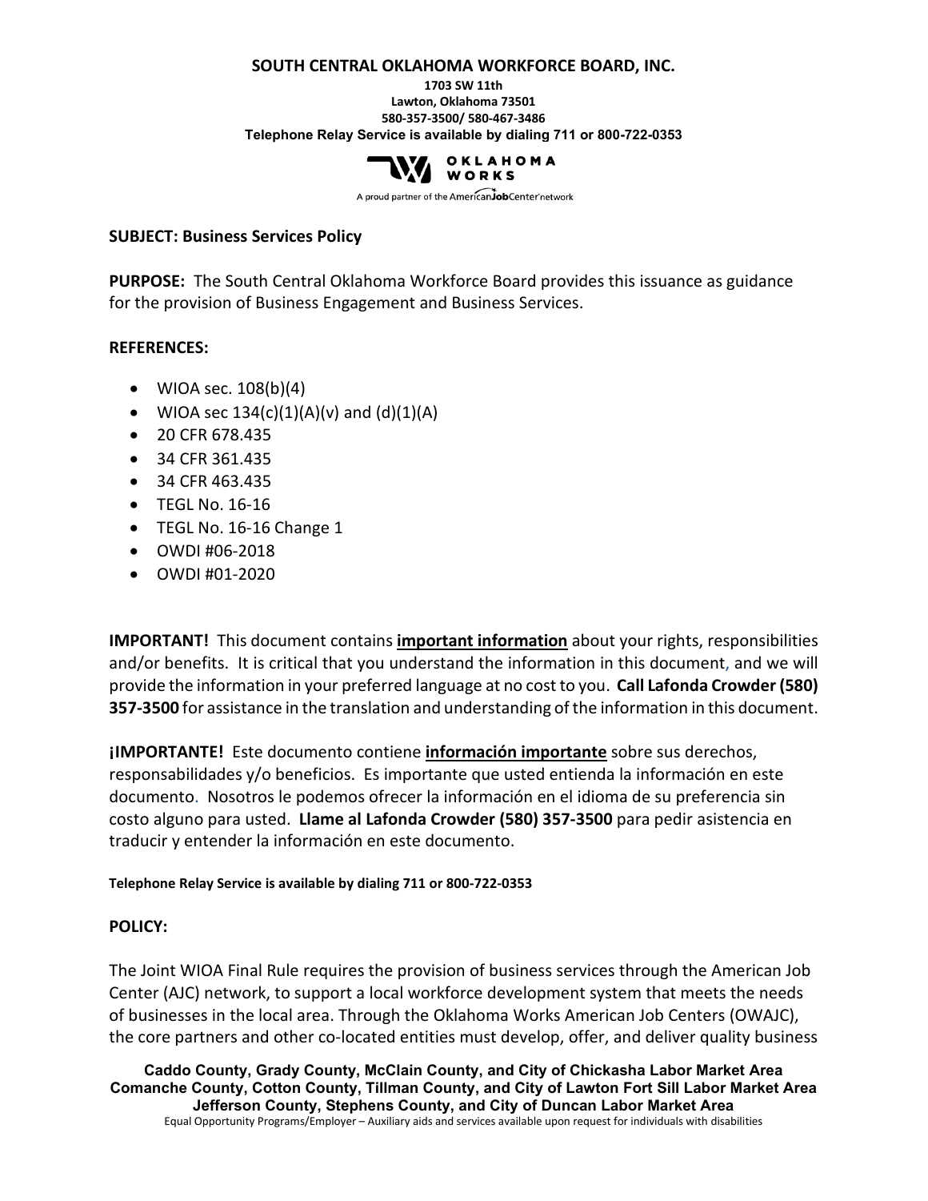**SOUTH CENTRAL OKLAHOMA WORKFORCE BOARD, INC.**

**1703 SW 11th**
**Lawton, Oklahoma 73501**
**580-357-3500/ 580-467-3486**
**Telephone Relay Service is available by dialing 711 or 800-722-0353**

OKLAHOMA WORKS

A proud partner of the AmericanJobCenter network

**SUBJECT: Business Services Policy**

**PURPOSE:** The South Central Oklahoma Workforce Board provides this issuance as guidance for the provision of Business Engagement and Business Services.

**REFERENCES:**

- WIOA sec. 108(b)(4)
- WIOA sec 134(c)(1)(A)(v) and (d)(1)(A)
- 20 CFR 678.435
- 34 CFR 361.435
- 34 CFR 463.435
- TEGL No. 16-16
- TEGL No. 16-16 Change 1
- OWDI #06-2018
- OWDI #01-2020

**IMPORTANT!** This document contains **important information** about your rights, responsibilities and/or benefits. It is critical that you understand the information in this document, and we will provide the information in your preferred language at no cost to you. **Call Lafonda Crowder (580) 357-3500** for assistance in the translation and understanding of the information in this document.

**¡IMPORTANTE!** Este documento contiene **información importante** sobre sus derechos, responsabilidades y/o beneficios. Es importante que usted entienda la información en este documento. Nosotros le podemos ofrecer la información en el idioma de su preferencia sin costo alguno para usted. **Llame al Lafonda Crowder (580) 357-3500** para pedir asistencia en traducir y entender la información en este documento.

**Telephone Relay Service is available by dialing 711 or 800-722-0353**

**POLICY:**

The Joint WIOA Final Rule requires the provision of business services through the American Job Center (AJC) network, to support a local workforce development system that meets the needs of businesses in the local area. Through the Oklahoma Works American Job Centers (OWAJC), the core partners and other co-located entities must develop, offer, and deliver quality business

**Caddo County, Grady County, McClain County, and City of Chickasha Labor Market Area**
**Comanche County, Cotton County, Tillman County, and City of Lawton Fort Sill Labor Market Area**
**Jefferson County, Stephens County, and City of Duncan Labor Market Area**
Equal Opportunity Programs/Employer – Auxiliary aids and services available upon request for individuals with disabilities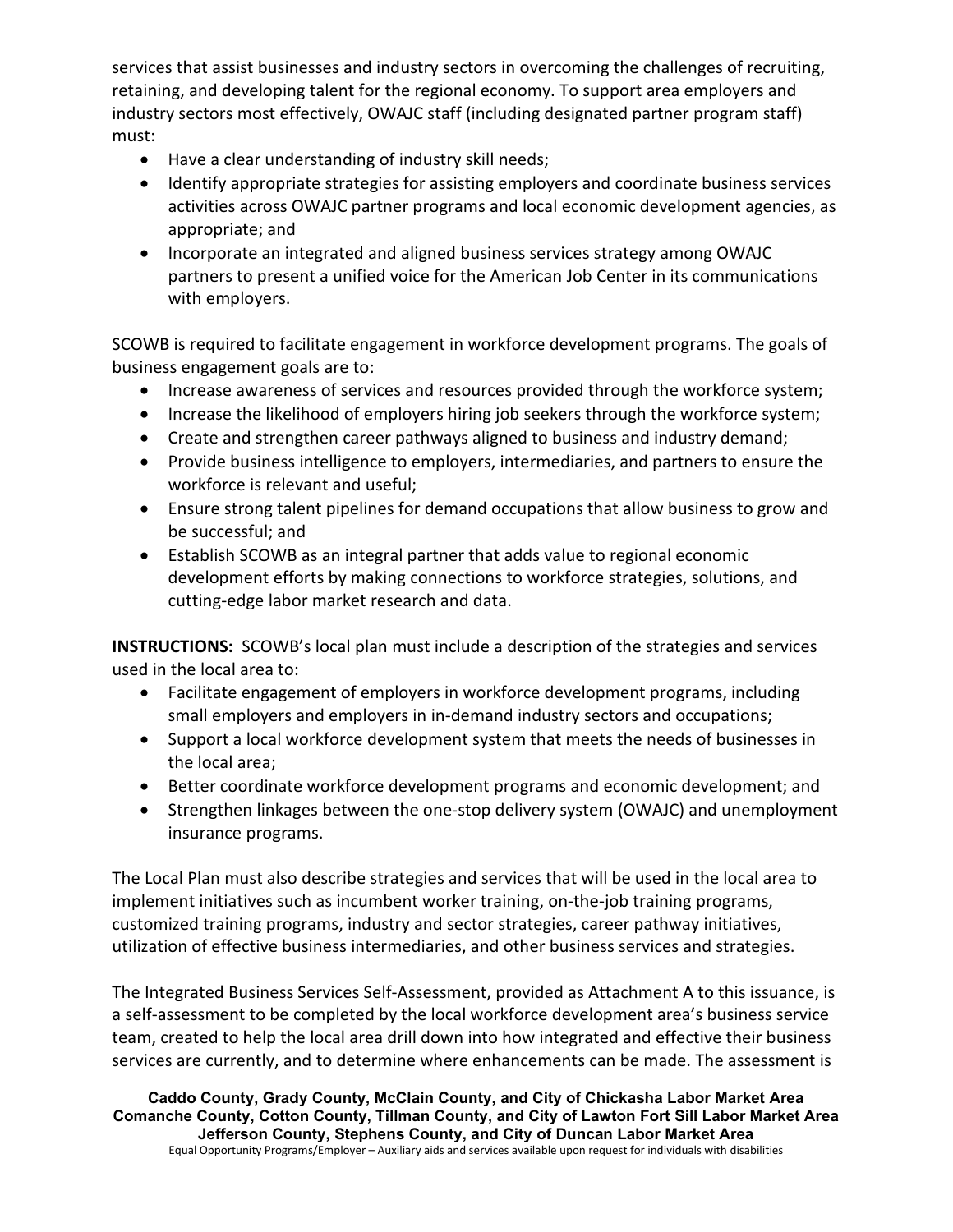services that assist businesses and industry sectors in overcoming the challenges of recruiting, retaining, and developing talent for the regional economy. To support area employers and industry sectors most effectively, OWAJC staff (including designated partner program staff) must:

- Have a clear understanding of industry skill needs;
- Identify appropriate strategies for assisting employers and coordinate business services activities across OWAJC partner programs and local economic development agencies, as appropriate; and
- Incorporate an integrated and aligned business services strategy among OWAJC partners to present a unified voice for the American Job Center in its communications with employers.

SCOWB is required to facilitate engagement in workforce development programs. The goals of business engagement goals are to:

- Increase awareness of services and resources provided through the workforce system;
- Increase the likelihood of employers hiring job seekers through the workforce system;
- Create and strengthen career pathways aligned to business and industry demand;
- Provide business intelligence to employers, intermediaries, and partners to ensure the workforce is relevant and useful;
- Ensure strong talent pipelines for demand occupations that allow business to grow and be successful; and
- Establish SCOWB as an integral partner that adds value to regional economic development efforts by making connections to workforce strategies, solutions, and cutting-edge labor market research and data.

**INSTRUCTIONS:** SCOWB's local plan must include a description of the strategies and services used in the local area to:

- Facilitate engagement of employers in workforce development programs, including small employers and employers in in-demand industry sectors and occupations;
- Support a local workforce development system that meets the needs of businesses in the local area;
- Better coordinate workforce development programs and economic development; and
- Strengthen linkages between the one-stop delivery system (OWAJC) and unemployment insurance programs.

The Local Plan must also describe strategies and services that will be used in the local area to implement initiatives such as incumbent worker training, on-the-job training programs, customized training programs, industry and sector strategies, career pathway initiatives, utilization of effective business intermediaries, and other business services and strategies.

The Integrated Business Services Self-Assessment, provided as Attachment A to this issuance, is a self-assessment to be completed by the local workforce development area's business service team, created to help the local area drill down into how integrated and effective their business services are currently, and to determine where enhancements can be made. The assessment is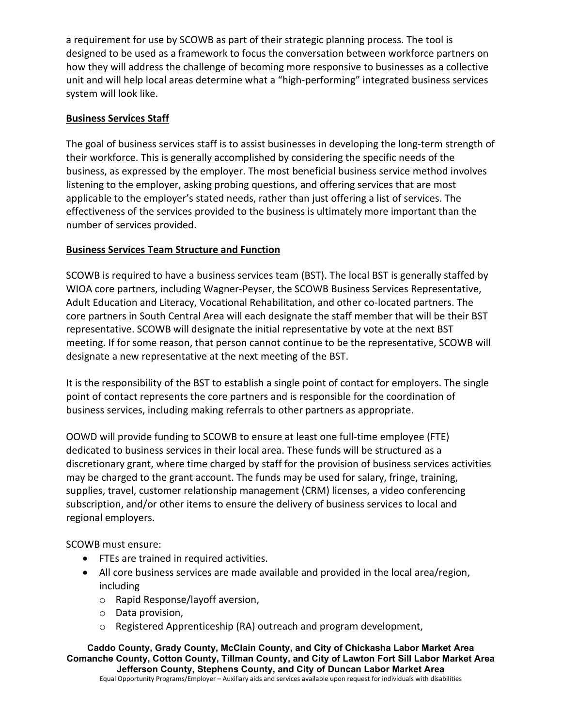a requirement for use by SCOWB as part of their strategic planning process. The tool is designed to be used as a framework to focus the conversation between workforce partners on how they will address the challenge of becoming more responsive to businesses as a collective unit and will help local areas determine what a "high-performing" integrated business services system will look like.

## Business Services Staff

The goal of business services staff is to assist businesses in developing the long-term strength of their workforce. This is generally accomplished by considering the specific needs of the business, as expressed by the employer. The most beneficial business service method involves listening to the employer, asking probing questions, and offering services that are most applicable to the employer's stated needs, rather than just offering a list of services. The effectiveness of the services provided to the business is ultimately more important than the number of services provided.

## Business Services Team Structure and Function

SCOWB is required to have a business services team (BST). The local BST is generally staffed by WIOA core partners, including Wagner-Peyser, the SCOWB Business Services Representative, Adult Education and Literacy, Vocational Rehabilitation, and other co-located partners. The core partners in South Central Area will each designate the staff member that will be their BST representative. SCOWB will designate the initial representative by vote at the next BST meeting. If for some reason, that person cannot continue to be the representative, SCOWB will designate a new representative at the next meeting of the BST.

It is the responsibility of the BST to establish a single point of contact for employers. The single point of contact represents the core partners and is responsible for the coordination of business services, including making referrals to other partners as appropriate.

OOWD will provide funding to SCOWB to ensure at least one full-time employee (FTE) dedicated to business services in their local area. These funds will be structured as a discretionary grant, where time charged by staff for the provision of business services activities may be charged to the grant account. The funds may be used for salary, fringe, training, supplies, travel, customer relationship management (CRM) licenses, a video conferencing subscription, and/or other items to ensure the delivery of business services to local and regional employers.

SCOWB must ensure:

- FTEs are trained in required activities.
- All core business services are made available and provided in the local area/region, including
  - Rapid Response/layoff aversion,
  - Data provision,
  - Registered Apprenticeship (RA) outreach and program development,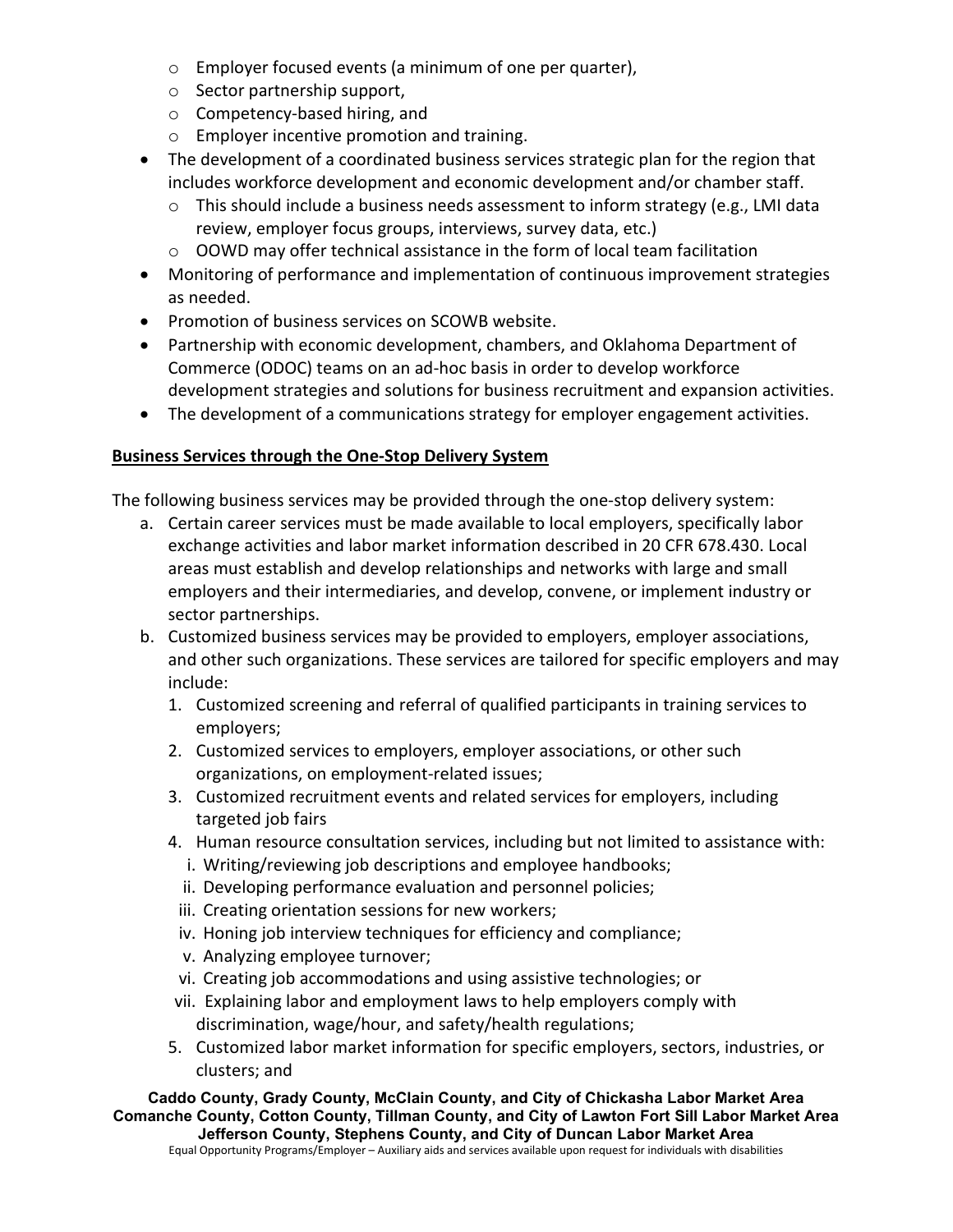- Employer focused events (a minimum of one per quarter),
  - Sector partnership support,
  - Competency-based hiring, and
  - Employer incentive promotion and training.
- The development of a coordinated business services strategic plan for the region that includes workforce development and economic development and/or chamber staff.
  - This should include a business needs assessment to inform strategy (e.g., LMI data review, employer focus groups, interviews, survey data, etc.)
  - OOWD may offer technical assistance in the form of local team facilitation
- Monitoring of performance and implementation of continuous improvement strategies as needed.
- Promotion of business services on SCOWB website.
- Partnership with economic development, chambers, and Oklahoma Department of Commerce (ODOC) teams on an ad-hoc basis in order to develop workforce development strategies and solutions for business recruitment and expansion activities.
- The development of a communications strategy for employer engagement activities.

**Business Services through the One-Stop Delivery System**

The following business services may be provided through the one-stop delivery system:

a. Certain career services must be made available to local employers, specifically labor exchange activities and labor market information described in 20 CFR 678.430. Local areas must establish and develop relationships and networks with large and small employers and their intermediaries, and develop, convene, or implement industry or sector partnerships.

b. Customized business services may be provided to employers, employer associations, and other such organizations. These services are tailored for specific employers and may include:

   1. Customized screening and referral of qualified participants in training services to employers;
   2. Customized services to employers, employer associations, or other such organizations, on employment-related issues;
   3. Customized recruitment events and related services for employers, including targeted job fairs
   4. Human resource consultation services, including but not limited to assistance with:
      i. Writing/reviewing job descriptions and employee handbooks;
      ii. Developing performance evaluation and personnel policies;
      iii. Creating orientation sessions for new workers;
      iv. Honing job interview techniques for efficiency and compliance;
      v. Analyzing employee turnover;
      vi. Creating job accommodations and using assistive technologies; or
      vii. Explaining labor and employment laws to help employers comply with discrimination, wage/hour, and safety/health regulations;
   5. Customized labor market information for specific employers, sectors, industries, or clusters; and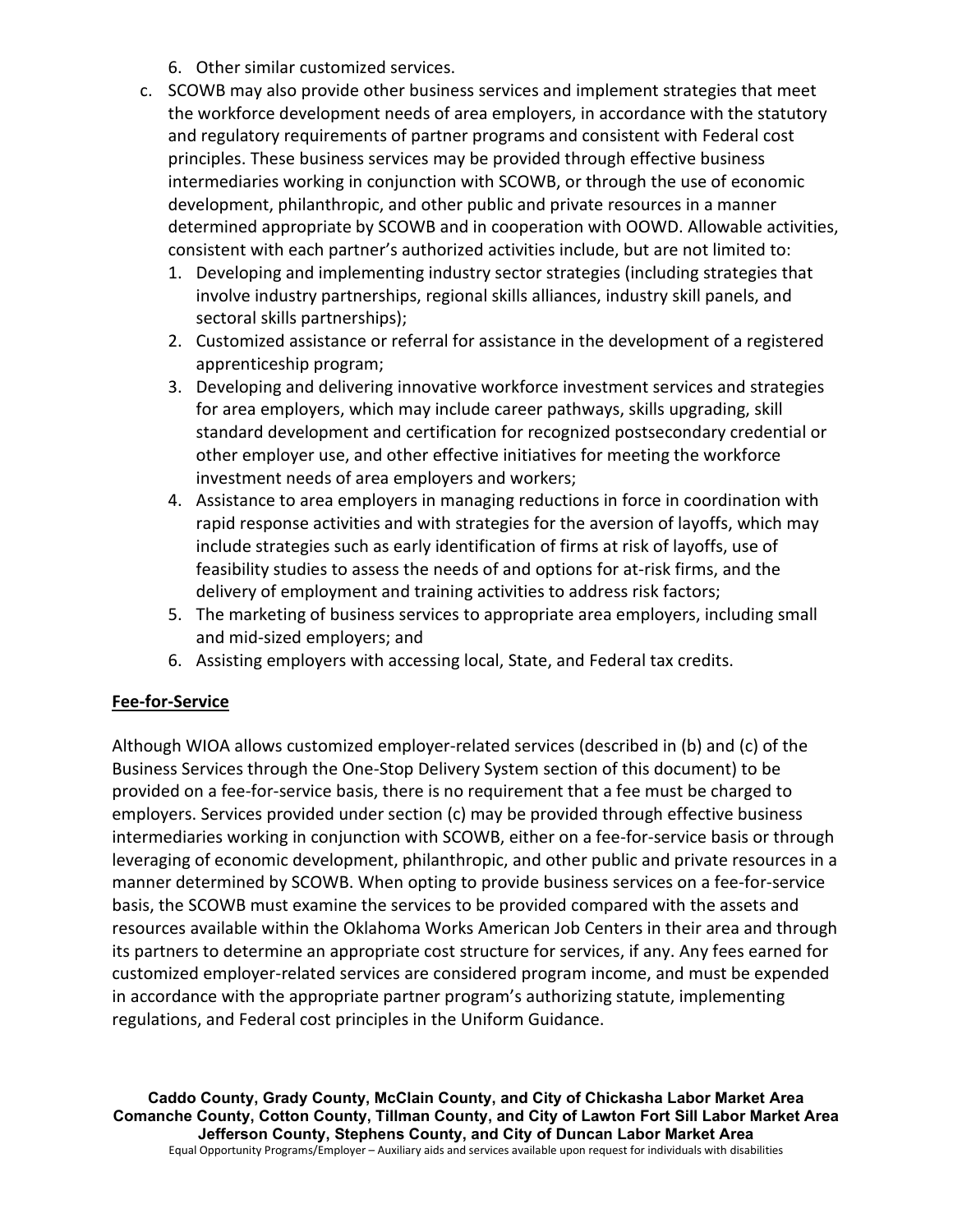6. Other similar customized services.

c. SCOWB may also provide other business services and implement strategies that meet the workforce development needs of area employers, in accordance with the statutory and regulatory requirements of partner programs and consistent with Federal cost principles. These business services may be provided through effective business intermediaries working in conjunction with SCOWB, or through the use of economic development, philanthropic, and other public and private resources in a manner determined appropriate by SCOWB and in cooperation with OOWD. Allowable activities, consistent with each partner's authorized activities include, but are not limited to:
   1. Developing and implementing industry sector strategies (including strategies that involve industry partnerships, regional skills alliances, industry skill panels, and sectoral skills partnerships);
   2. Customized assistance or referral for assistance in the development of a registered apprenticeship program;
   3. Developing and delivering innovative workforce investment services and strategies for area employers, which may include career pathways, skills upgrading, skill standard development and certification for recognized postsecondary credential or other employer use, and other effective initiatives for meeting the workforce investment needs of area employers and workers;
   4. Assistance to area employers in managing reductions in force in coordination with rapid response activities and with strategies for the aversion of layoffs, which may include strategies such as early identification of firms at risk of layoffs, use of feasibility studies to assess the needs of and options for at-risk firms, and the delivery of employment and training activities to address risk factors;
   5. The marketing of business services to appropriate area employers, including small and mid-sized employers; and
   6. Assisting employers with accessing local, State, and Federal tax credits.

## Fee-for-Service

Although WIOA allows customized employer-related services (described in (b) and (c) of the Business Services through the One-Stop Delivery System section of this document) to be provided on a fee-for-service basis, there is no requirement that a fee must be charged to employers. Services provided under section (c) may be provided through effective business intermediaries working in conjunction with SCOWB, either on a fee-for-service basis or through leveraging of economic development, philanthropic, and other public and private resources in a manner determined by SCOWB. When opting to provide business services on a fee-for-service basis, the SCOWB must examine the services to be provided compared with the assets and resources available within the Oklahoma Works American Job Centers in their area and through its partners to determine an appropriate cost structure for services, if any. Any fees earned for customized employer-related services are considered program income, and must be expended in accordance with the appropriate partner program's authorizing statute, implementing regulations, and Federal cost principles in the Uniform Guidance.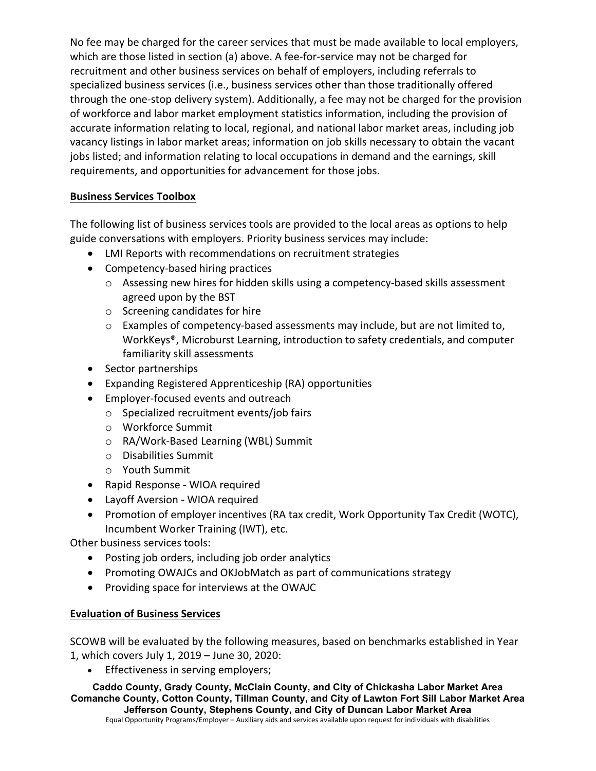No fee may be charged for the career services that must be made available to local employers, which are those listed in section (a) above. A fee-for-service may not be charged for recruitment and other business services on behalf of employers, including referrals to specialized business services (i.e., business services other than those traditionally offered through the one-stop delivery system). Additionally, a fee may not be charged for the provision of workforce and labor market employment statistics information, including the provision of accurate information relating to local, regional, and national labor market areas, including job vacancy listings in labor market areas; information on job skills necessary to obtain the vacant jobs listed; and information relating to local occupations in demand and the earnings, skill requirements, and opportunities for advancement for those jobs.

## Business Services Toolbox

The following list of business services tools are provided to the local areas as options to help guide conversations with employers. Priority business services may include:

- LMI Reports with recommendations on recruitment strategies
- Competency-based hiring practices
  - Assessing new hires for hidden skills using a competency-based skills assessment agreed upon by the BST
  - Screening candidates for hire
  - Examples of competency-based assessments may include, but are not limited to, WorkKeys®, Microburst Learning, introduction to safety credentials, and computer familiarity skill assessments
- Sector partnerships
- Expanding Registered Apprenticeship (RA) opportunities
- Employer-focused events and outreach
  - Specialized recruitment events/job fairs
  - Workforce Summit
  - RA/Work-Based Learning (WBL) Summit
  - Disabilities Summit
  - Youth Summit
- Rapid Response - WIOA required
- Layoff Aversion - WIOA required
- Promotion of employer incentives (RA tax credit, Work Opportunity Tax Credit (WOTC), Incumbent Worker Training (IWT), etc.

Other business services tools:

- Posting job orders, including job order analytics
- Promoting OWAJCs and OKJobMatch as part of communications strategy
- Providing space for interviews at the OWAJC

## Evaluation of Business Services

SCOWB will be evaluated by the following measures, based on benchmarks established in Year 1, which covers July 1, 2019 – June 30, 2020:

- Effectiveness in serving employers;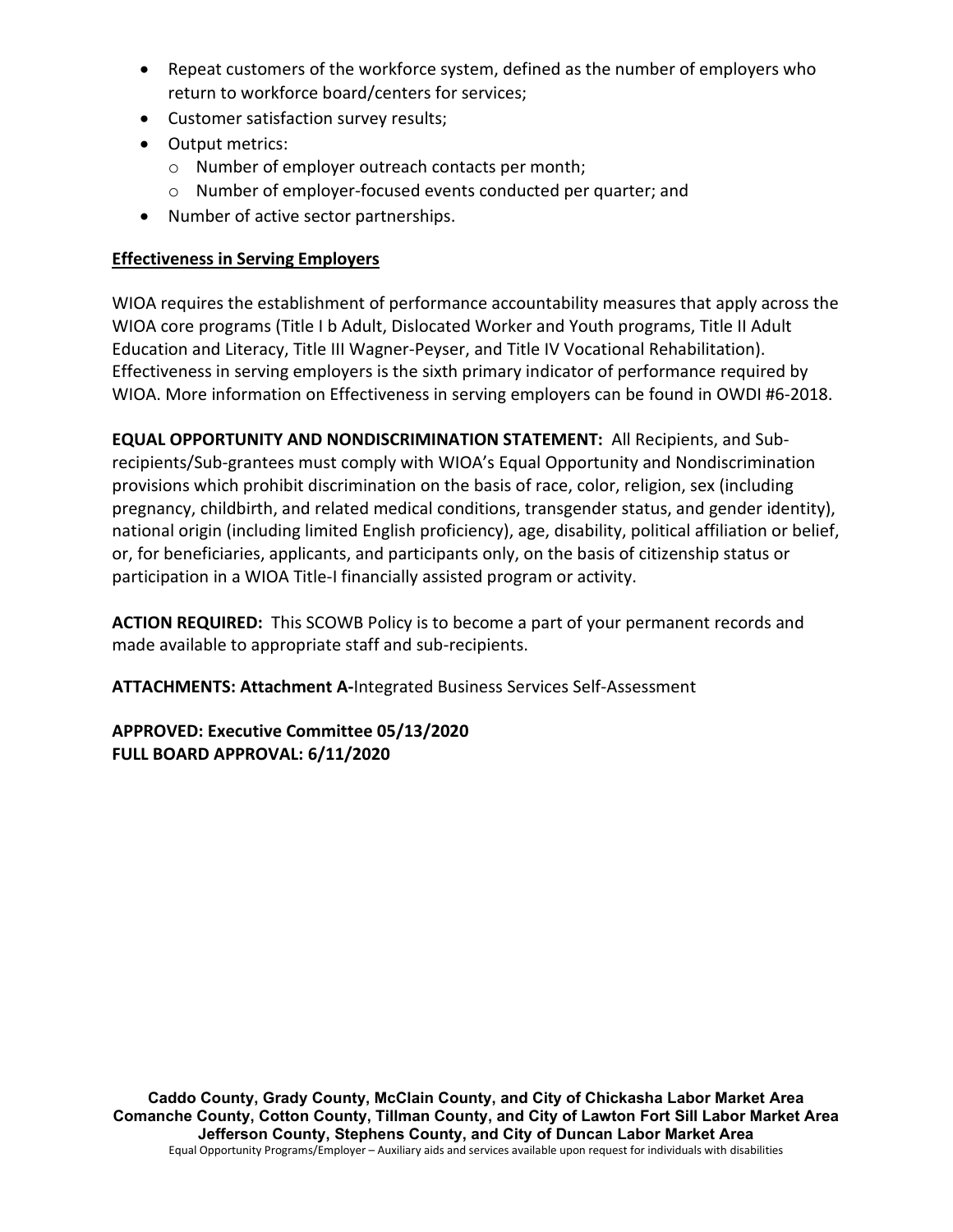- Repeat customers of the workforce system, defined as the number of employers who return to workforce board/centers for services;
- Customer satisfaction survey results;
- Output metrics:
  - Number of employer outreach contacts per month;
  - Number of employer-focused events conducted per quarter; and
- Number of active sector partnerships.

**Effectiveness in Serving Employers**

WIOA requires the establishment of performance accountability measures that apply across the WIOA core programs (Title I b Adult, Dislocated Worker and Youth programs, Title II Adult Education and Literacy, Title III Wagner-Peyser, and Title IV Vocational Rehabilitation). Effectiveness in serving employers is the sixth primary indicator of performance required by WIOA. More information on Effectiveness in serving employers can be found in OWDI #6-2018.

**EQUAL OPPORTUNITY AND NONDISCRIMINATION STATEMENT:** All Recipients, and Sub-recipients/Sub-grantees must comply with WIOA's Equal Opportunity and Nondiscrimination provisions which prohibit discrimination on the basis of race, color, religion, sex (including pregnancy, childbirth, and related medical conditions, transgender status, and gender identity), national origin (including limited English proficiency), age, disability, political affiliation or belief, or, for beneficiaries, applicants, and participants only, on the basis of citizenship status or participation in a WIOA Title-I financially assisted program or activity.

**ACTION REQUIRED:** This SCOWB Policy is to become a part of your permanent records and made available to appropriate staff and sub-recipients.

**ATTACHMENTS: Attachment A-**Integrated Business Services Self-Assessment

**APPROVED: Executive Committee 05/13/2020**
**FULL BOARD APPROVAL: 6/11/2020**

**Caddo County, Grady County, McClain County, and City of Chickasha Labor Market Area**
**Comanche County, Cotton County, Tillman County, and City of Lawton Fort Sill Labor Market Area**
**Jefferson County, Stephens County, and City of Duncan Labor Market Area**
Equal Opportunity Programs/Employer – Auxiliary aids and services available upon request for individuals with disabilities